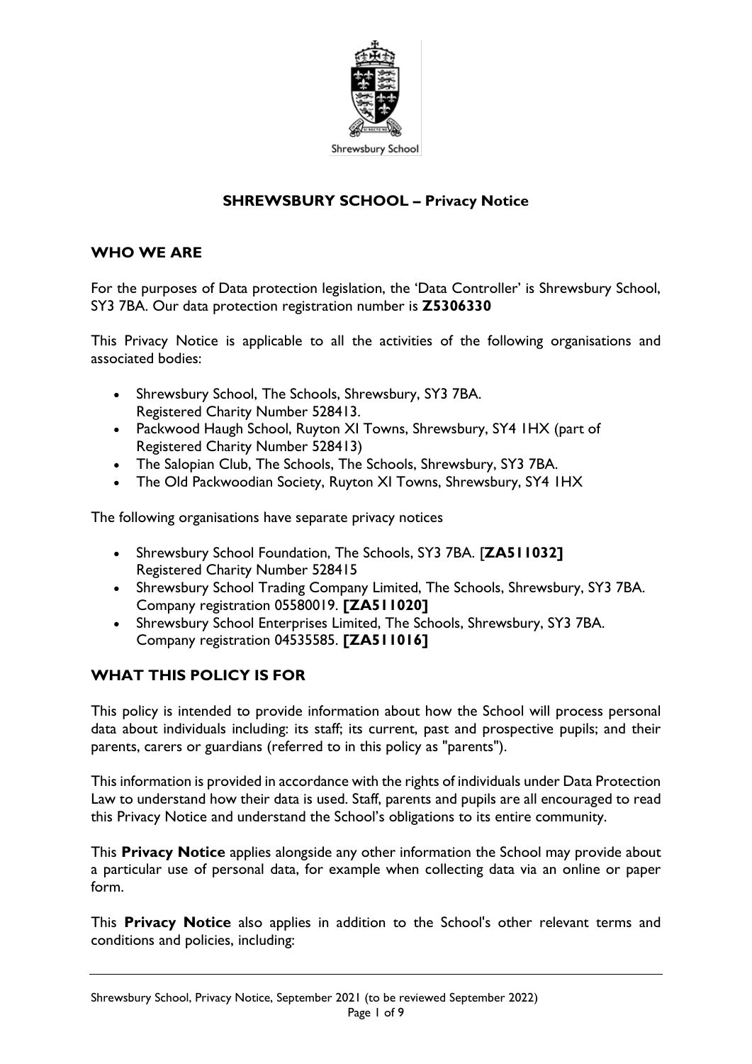Shrewsbury School

# SHREWSBURY SCHOOL – Privacy Notice

## WHO WE ARE

For the purposes of Data protection legislation, the 'Data Controller' is Shrewsbury School, SY3 7BA. Our data protection registration number is **Z5306330**

This Privacy Notice is applicable to all the activities of the following organisations and associated bodies:

- Shrewsbury School, The Schools, Shrewsbury, SY3 7BA. Registered Charity Number 528413.
- Packwood Haugh School, Ruyton XI Towns, Shrewsbury, SY4 1HX (part of Registered Charity Number 528413)
- The Salopian Club, The Schools, The Schools, Shrewsbury, SY3 7BA.
- The Old Packwoodian Society, Ruyton XI Towns, Shrewsbury, SY4 1HX

The following organisations have separate privacy notices

- Shrewsbury School Foundation, The Schools, SY3 7BA. [**ZA511032]** Registered Charity Number 528415
- Shrewsbury School Trading Company Limited, The Schools, Shrewsbury, SY3 7BA. Company registration 05580019. **[ZA511020]**
- Shrewsbury School Enterprises Limited, The Schools, Shrewsbury, SY3 7BA. Company registration 04535585. **[ZA511016]**

## WHAT THIS POLICY IS FOR

This policy is intended to provide information about how the School will process personal data about individuals including: its staff; its current, past and prospective pupils; and their parents, carers or guardians (referred to in this policy as "parents").

This information is provided in accordance with the rights of individuals under Data Protection Law to understand how their data is used. Staff, parents and pupils are all encouraged to read this Privacy Notice and understand the School's obligations to its entire community.

This **Privacy Notice** applies alongside any other information the School may provide about a particular use of personal data, for example when collecting data via an online or paper form.

This **Privacy Notice** also applies in addition to the School's other relevant terms and conditions and policies, including: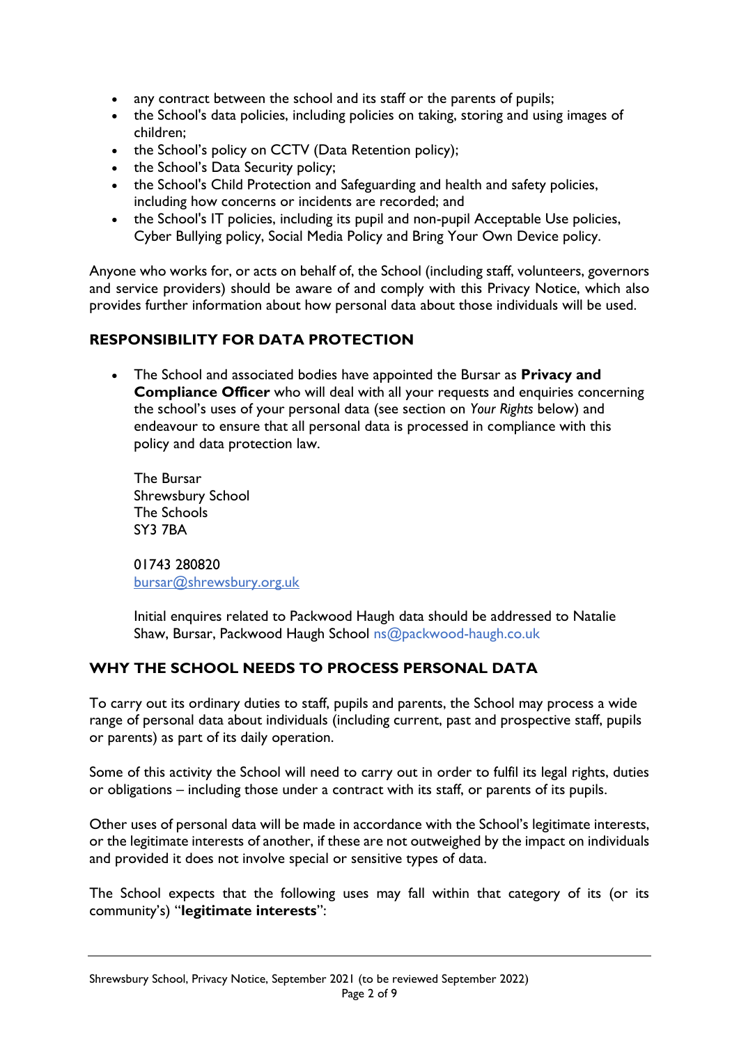- any contract between the school and its staff or the parents of pupils;
- the School's data policies, including policies on taking, storing and using images of children;
- the School's policy on CCTV (Data Retention policy);
- the School's Data Security policy;
- the School's Child Protection and Safeguarding and health and safety policies, including how concerns or incidents are recorded; and
- the School's IT policies, including its pupil and non-pupil Acceptable Use policies, Cyber Bullying policy, Social Media Policy and Bring Your Own Device policy.

Anyone who works for, or acts on behalf of, the School (including staff, volunteers, governors and service providers) should be aware of and comply with this Privacy Notice, which also provides further information about how personal data about those individuals will be used.

## RESPONSIBILITY FOR DATA PROTECTION

- The School and associated bodies have appointed the Bursar as **Privacy and Compliance Officer** who will deal with all your requests and enquiries concerning the school's uses of your personal data (see section on *Your Rights* below) and endeavour to ensure that all personal data is processed in compliance with this policy and data protection law.

  The Bursar
  Shrewsbury School
  The Schools
  SY3 7BA

  01743 280820
  bursar@shrewsbury.org.uk

  Initial enquires related to Packwood Haugh data should be addressed to Natalie Shaw, Bursar, Packwood Haugh School ns@packwood-haugh.co.uk

## WHY THE SCHOOL NEEDS TO PROCESS PERSONAL DATA

To carry out its ordinary duties to staff, pupils and parents, the School may process a wide range of personal data about individuals (including current, past and prospective staff, pupils or parents) as part of its daily operation.

Some of this activity the School will need to carry out in order to fulfil its legal rights, duties or obligations – including those under a contract with its staff, or parents of its pupils.

Other uses of personal data will be made in accordance with the School's legitimate interests, or the legitimate interests of another, if these are not outweighed by the impact on individuals and provided it does not involve special or sensitive types of data.

The School expects that the following uses may fall within that category of its (or its community's) "**legitimate interests**":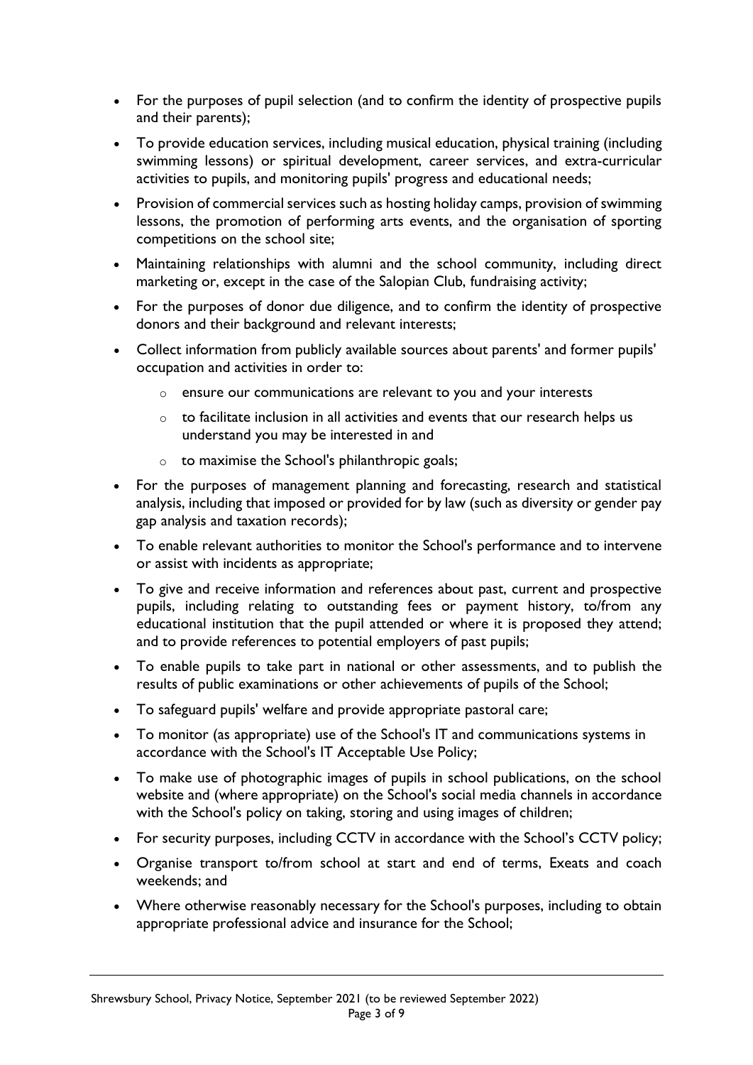- For the purposes of pupil selection (and to confirm the identity of prospective pupils and their parents);
- To provide education services, including musical education, physical training (including swimming lessons) or spiritual development, career services, and extra-curricular activities to pupils, and monitoring pupils' progress and educational needs;
- Provision of commercial services such as hosting holiday camps, provision of swimming lessons, the promotion of performing arts events, and the organisation of sporting competitions on the school site;
- Maintaining relationships with alumni and the school community, including direct marketing or, except in the case of the Salopian Club, fundraising activity;
- For the purposes of donor due diligence, and to confirm the identity of prospective donors and their background and relevant interests;
- Collect information from publicly available sources about parents' and former pupils' occupation and activities in order to:
  - ensure our communications are relevant to you and your interests
  - to facilitate inclusion in all activities and events that our research helps us understand you may be interested in and
  - to maximise the School's philanthropic goals;
- For the purposes of management planning and forecasting, research and statistical analysis, including that imposed or provided for by law (such as diversity or gender pay gap analysis and taxation records);
- To enable relevant authorities to monitor the School's performance and to intervene or assist with incidents as appropriate;
- To give and receive information and references about past, current and prospective pupils, including relating to outstanding fees or payment history, to/from any educational institution that the pupil attended or where it is proposed they attend; and to provide references to potential employers of past pupils;
- To enable pupils to take part in national or other assessments, and to publish the results of public examinations or other achievements of pupils of the School;
- To safeguard pupils' welfare and provide appropriate pastoral care;
- To monitor (as appropriate) use of the School's IT and communications systems in accordance with the School's IT Acceptable Use Policy;
- To make use of photographic images of pupils in school publications, on the school website and (where appropriate) on the School's social media channels in accordance with the School's policy on taking, storing and using images of children;
- For security purposes, including CCTV in accordance with the School's CCTV policy;
- Organise transport to/from school at start and end of terms, Exeats and coach weekends; and
- Where otherwise reasonably necessary for the School's purposes, including to obtain appropriate professional advice and insurance for the School;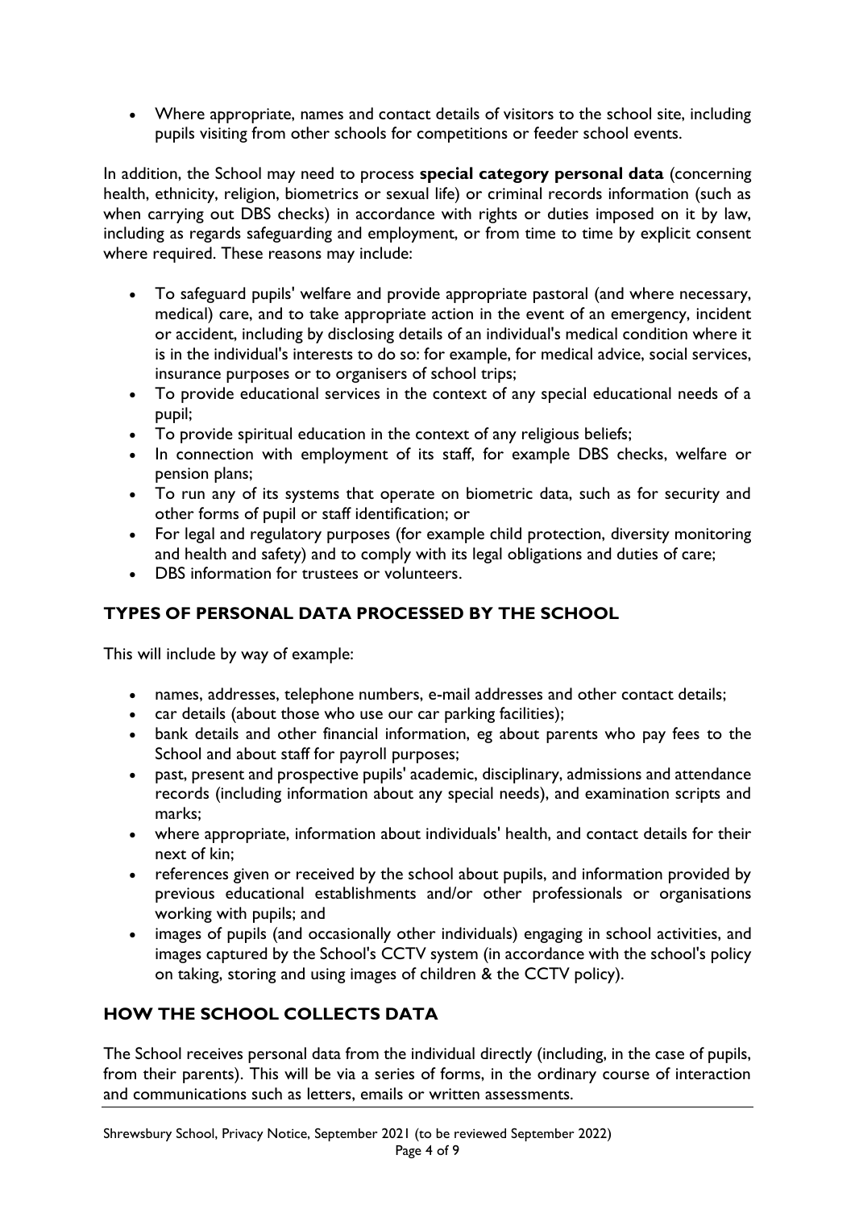- Where appropriate, names and contact details of visitors to the school site, including pupils visiting from other schools for competitions or feeder school events.

In addition, the School may need to process **special category personal data** (concerning health, ethnicity, religion, biometrics or sexual life) or criminal records information (such as when carrying out DBS checks) in accordance with rights or duties imposed on it by law, including as regards safeguarding and employment, or from time to time by explicit consent where required. These reasons may include:

- To safeguard pupils' welfare and provide appropriate pastoral (and where necessary, medical) care, and to take appropriate action in the event of an emergency, incident or accident, including by disclosing details of an individual's medical condition where it is in the individual's interests to do so: for example, for medical advice, social services, insurance purposes or to organisers of school trips;
- To provide educational services in the context of any special educational needs of a pupil;
- To provide spiritual education in the context of any religious beliefs;
- In connection with employment of its staff, for example DBS checks, welfare or pension plans;
- To run any of its systems that operate on biometric data, such as for security and other forms of pupil or staff identification; or
- For legal and regulatory purposes (for example child protection, diversity monitoring and health and safety) and to comply with its legal obligations and duties of care;
- DBS information for trustees or volunteers.

## TYPES OF PERSONAL DATA PROCESSED BY THE SCHOOL

This will include by way of example:

- names, addresses, telephone numbers, e-mail addresses and other contact details;
- car details (about those who use our car parking facilities);
- bank details and other financial information, eg about parents who pay fees to the School and about staff for payroll purposes;
- past, present and prospective pupils' academic, disciplinary, admissions and attendance records (including information about any special needs), and examination scripts and marks;
- where appropriate, information about individuals' health, and contact details for their next of kin;
- references given or received by the school about pupils, and information provided by previous educational establishments and/or other professionals or organisations working with pupils; and
- images of pupils (and occasionally other individuals) engaging in school activities, and images captured by the School's CCTV system (in accordance with the school's policy on taking, storing and using images of children & the CCTV policy).

## HOW THE SCHOOL COLLECTS DATA

The School receives personal data from the individual directly (including, in the case of pupils, from their parents). This will be via a series of forms, in the ordinary course of interaction and communications such as letters, emails or written assessments.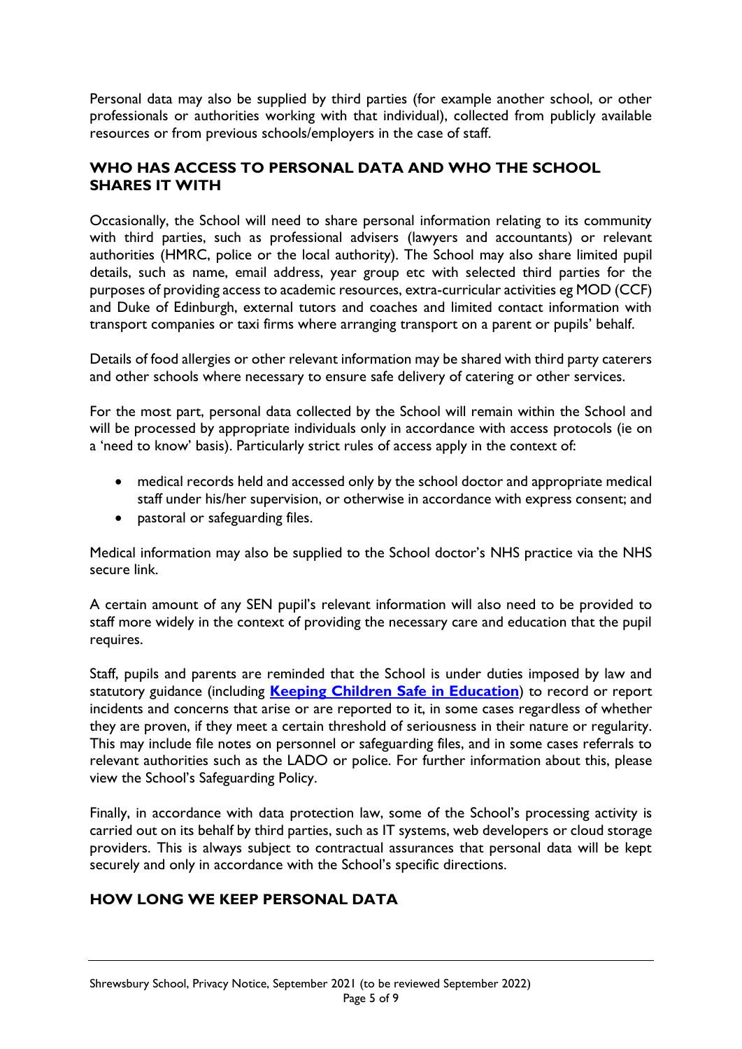Personal data may also be supplied by third parties (for example another school, or other professionals or authorities working with that individual), collected from publicly available resources or from previous schools/employers in the case of staff.

## WHO HAS ACCESS TO PERSONAL DATA AND WHO THE SCHOOL SHARES IT WITH

Occasionally, the School will need to share personal information relating to its community with third parties, such as professional advisers (lawyers and accountants) or relevant authorities (HMRC, police or the local authority). The School may also share limited pupil details, such as name, email address, year group etc with selected third parties for the purposes of providing access to academic resources, extra-curricular activities eg MOD (CCF) and Duke of Edinburgh, external tutors and coaches and limited contact information with transport companies or taxi firms where arranging transport on a parent or pupils' behalf.

Details of food allergies or other relevant information may be shared with third party caterers and other schools where necessary to ensure safe delivery of catering or other services.

For the most part, personal data collected by the School will remain within the School and will be processed by appropriate individuals only in accordance with access protocols (ie on a 'need to know' basis). Particularly strict rules of access apply in the context of:

- medical records held and accessed only by the school doctor and appropriate medical staff under his/her supervision, or otherwise in accordance with express consent; and
- pastoral or safeguarding files.

Medical information may also be supplied to the School doctor's NHS practice via the NHS secure link.

A certain amount of any SEN pupil's relevant information will also need to be provided to staff more widely in the context of providing the necessary care and education that the pupil requires.

Staff, pupils and parents are reminded that the School is under duties imposed by law and statutory guidance (including **Keeping Children Safe in Education**) to record or report incidents and concerns that arise or are reported to it, in some cases regardless of whether they are proven, if they meet a certain threshold of seriousness in their nature or regularity. This may include file notes on personnel or safeguarding files, and in some cases referrals to relevant authorities such as the LADO or police. For further information about this, please view the School's Safeguarding Policy.

Finally, in accordance with data protection law, some of the School's processing activity is carried out on its behalf by third parties, such as IT systems, web developers or cloud storage providers. This is always subject to contractual assurances that personal data will be kept securely and only in accordance with the School's specific directions.

## HOW LONG WE KEEP PERSONAL DATA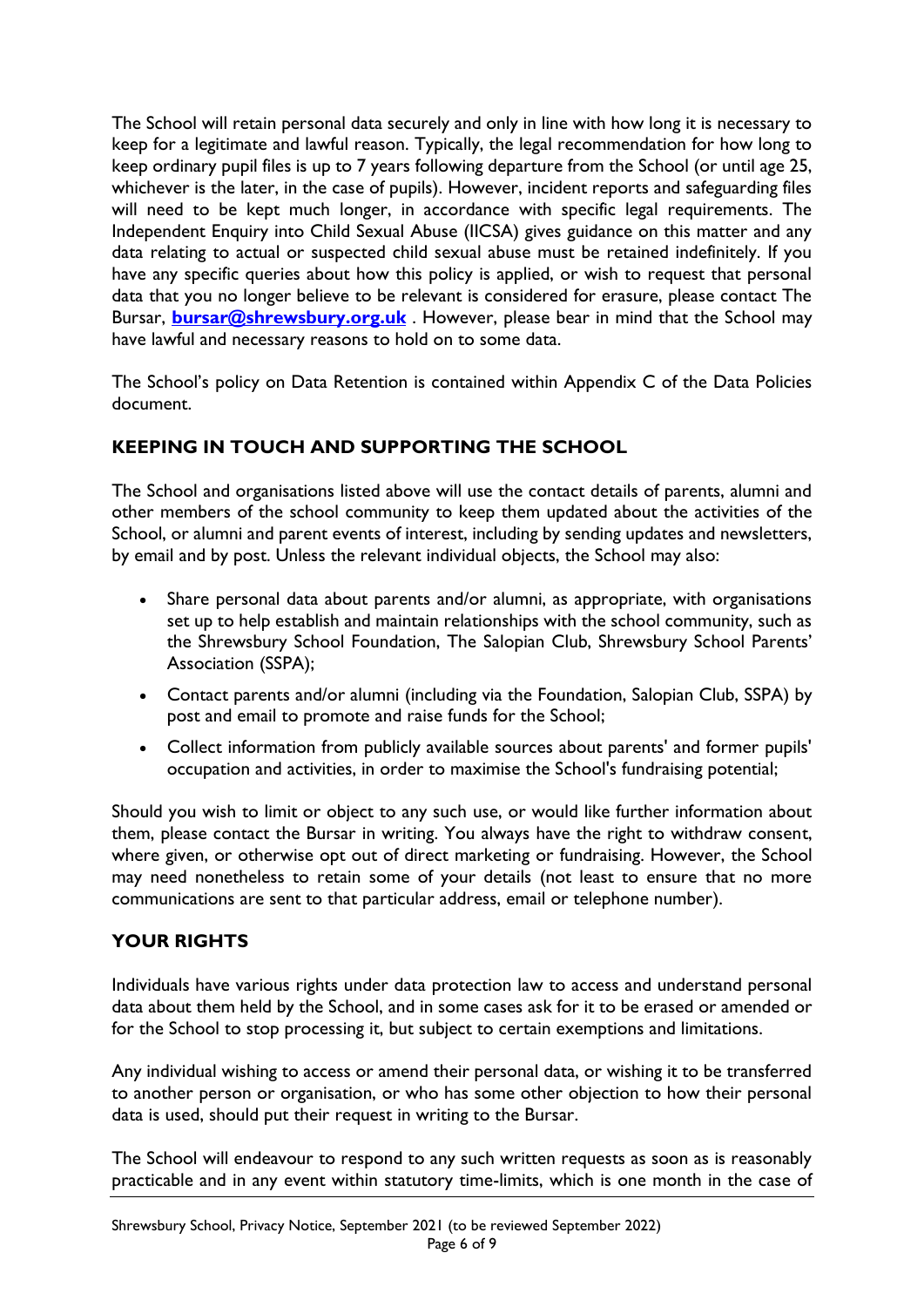The School will retain personal data securely and only in line with how long it is necessary to keep for a legitimate and lawful reason. Typically, the legal recommendation for how long to keep ordinary pupil files is up to 7 years following departure from the School (or until age 25, whichever is the later, in the case of pupils). However, incident reports and safeguarding files will need to be kept much longer, in accordance with specific legal requirements. The Independent Enquiry into Child Sexual Abuse (IICSA) gives guidance on this matter and any data relating to actual or suspected child sexual abuse must be retained indefinitely. If you have any specific queries about how this policy is applied, or wish to request that personal data that you no longer believe to be relevant is considered for erasure, please contact The Bursar, **bursar@shrewsbury.org.uk** . However, please bear in mind that the School may have lawful and necessary reasons to hold on to some data.

The School's policy on Data Retention is contained within Appendix C of the Data Policies document.

## KEEPING IN TOUCH AND SUPPORTING THE SCHOOL

The School and organisations listed above will use the contact details of parents, alumni and other members of the school community to keep them updated about the activities of the School, or alumni and parent events of interest, including by sending updates and newsletters, by email and by post. Unless the relevant individual objects, the School may also:

- Share personal data about parents and/or alumni, as appropriate, with organisations set up to help establish and maintain relationships with the school community, such as the Shrewsbury School Foundation, The Salopian Club, Shrewsbury School Parents' Association (SSPA);
- Contact parents and/or alumni (including via the Foundation, Salopian Club, SSPA) by post and email to promote and raise funds for the School;
- Collect information from publicly available sources about parents' and former pupils' occupation and activities, in order to maximise the School's fundraising potential;

Should you wish to limit or object to any such use, or would like further information about them, please contact the Bursar in writing. You always have the right to withdraw consent, where given, or otherwise opt out of direct marketing or fundraising. However, the School may need nonetheless to retain some of your details (not least to ensure that no more communications are sent to that particular address, email or telephone number).

## YOUR RIGHTS

Individuals have various rights under data protection law to access and understand personal data about them held by the School, and in some cases ask for it to be erased or amended or for the School to stop processing it, but subject to certain exemptions and limitations.

Any individual wishing to access or amend their personal data, or wishing it to be transferred to another person or organisation, or who has some other objection to how their personal data is used, should put their request in writing to the Bursar.

The School will endeavour to respond to any such written requests as soon as is reasonably practicable and in any event within statutory time-limits, which is one month in the case of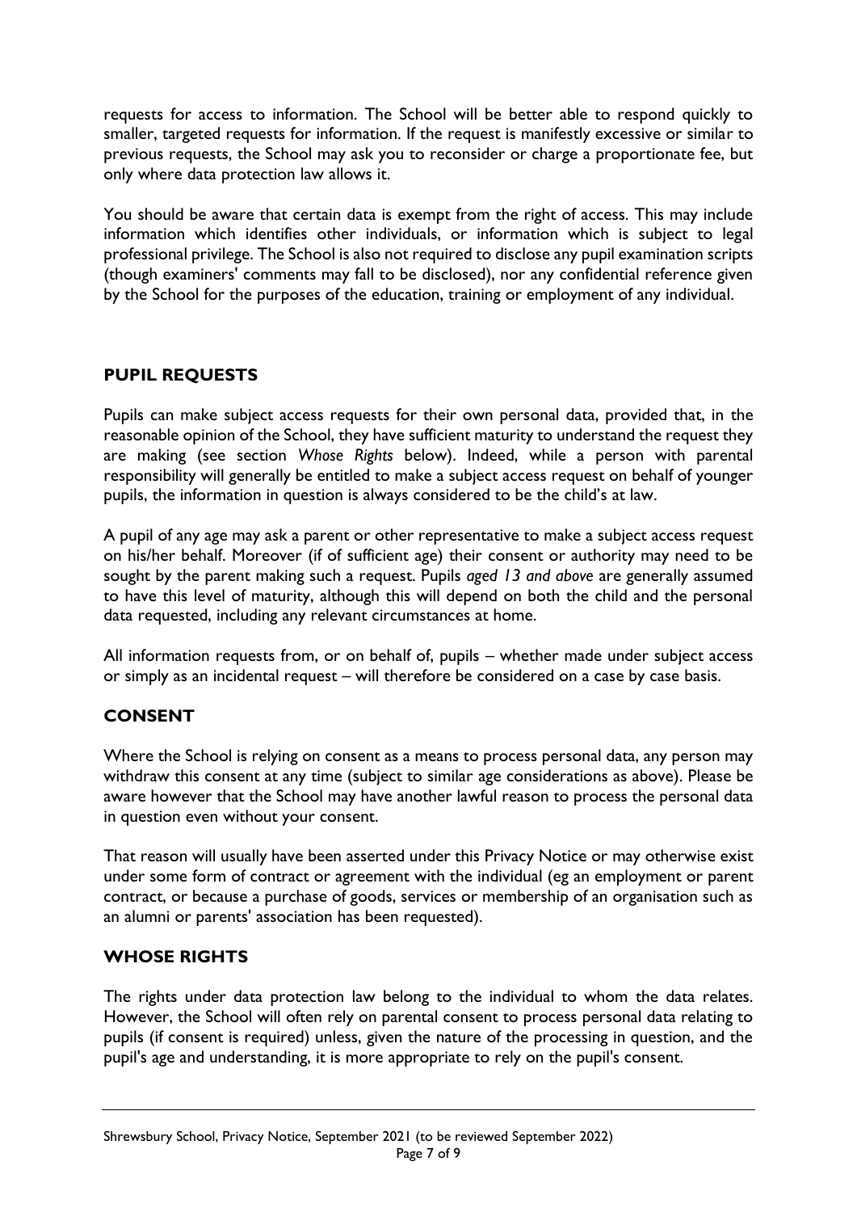requests for access to information. The School will be better able to respond quickly to smaller, targeted requests for information. If the request is manifestly excessive or similar to previous requests, the School may ask you to reconsider or charge a proportionate fee, but only where data protection law allows it.

You should be aware that certain data is exempt from the right of access. This may include information which identifies other individuals, or information which is subject to legal professional privilege. The School is also not required to disclose any pupil examination scripts (though examiners' comments may fall to be disclosed), nor any confidential reference given by the School for the purposes of the education, training or employment of any individual.

## PUPIL REQUESTS

Pupils can make subject access requests for their own personal data, provided that, in the reasonable opinion of the School, they have sufficient maturity to understand the request they are making (see section *Whose Rights* below). Indeed, while a person with parental responsibility will generally be entitled to make a subject access request on behalf of younger pupils, the information in question is always considered to be the child's at law.

A pupil of any age may ask a parent or other representative to make a subject access request on his/her behalf. Moreover (if of sufficient age) their consent or authority may need to be sought by the parent making such a request. Pupils *aged 13 and above* are generally assumed to have this level of maturity, although this will depend on both the child and the personal data requested, including any relevant circumstances at home.

All information requests from, or on behalf of, pupils – whether made under subject access or simply as an incidental request – will therefore be considered on a case by case basis.

## CONSENT

Where the School is relying on consent as a means to process personal data, any person may withdraw this consent at any time (subject to similar age considerations as above). Please be aware however that the School may have another lawful reason to process the personal data in question even without your consent.

That reason will usually have been asserted under this Privacy Notice or may otherwise exist under some form of contract or agreement with the individual (eg an employment or parent contract, or because a purchase of goods, services or membership of an organisation such as an alumni or parents' association has been requested).

## WHOSE RIGHTS

The rights under data protection law belong to the individual to whom the data relates. However, the School will often rely on parental consent to process personal data relating to pupils (if consent is required) unless, given the nature of the processing in question, and the pupil's age and understanding, it is more appropriate to rely on the pupil's consent.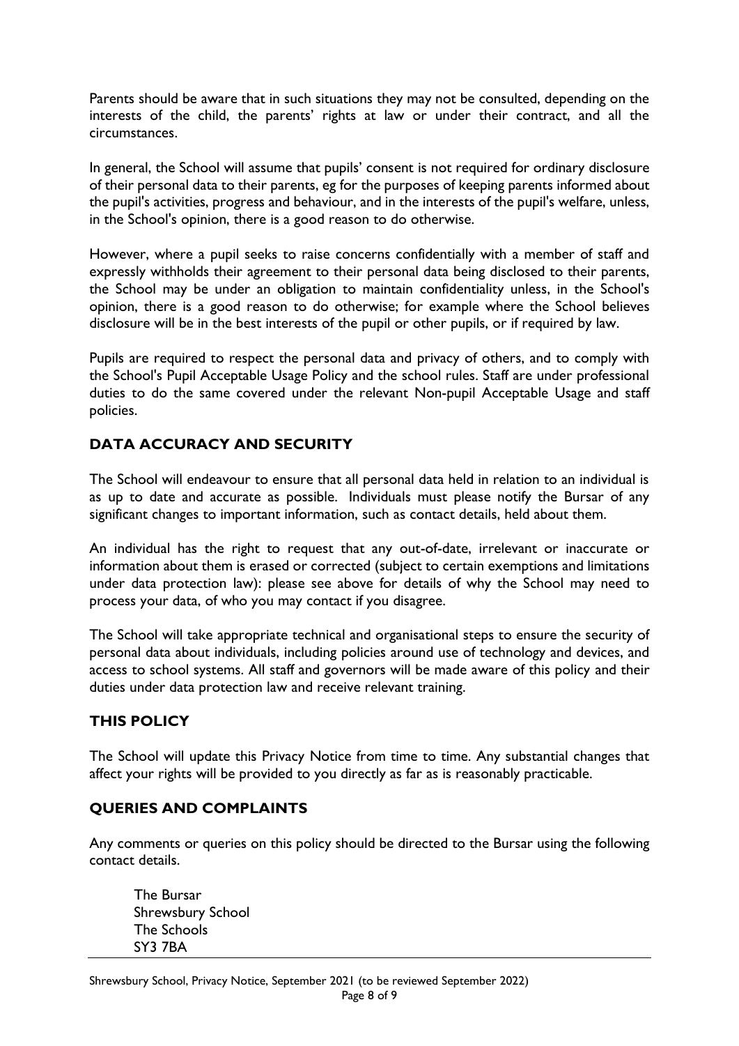Parents should be aware that in such situations they may not be consulted, depending on the interests of the child, the parents' rights at law or under their contract, and all the circumstances.

In general, the School will assume that pupils' consent is not required for ordinary disclosure of their personal data to their parents, eg for the purposes of keeping parents informed about the pupil's activities, progress and behaviour, and in the interests of the pupil's welfare, unless, in the School's opinion, there is a good reason to do otherwise.

However, where a pupil seeks to raise concerns confidentially with a member of staff and expressly withholds their agreement to their personal data being disclosed to their parents, the School may be under an obligation to maintain confidentiality unless, in the School's opinion, there is a good reason to do otherwise; for example where the School believes disclosure will be in the best interests of the pupil or other pupils, or if required by law.

Pupils are required to respect the personal data and privacy of others, and to comply with the School's Pupil Acceptable Usage Policy and the school rules. Staff are under professional duties to do the same covered under the relevant Non-pupil Acceptable Usage and staff policies.

## DATA ACCURACY AND SECURITY

The School will endeavour to ensure that all personal data held in relation to an individual is as up to date and accurate as possible. Individuals must please notify the Bursar of any significant changes to important information, such as contact details, held about them.

An individual has the right to request that any out-of-date, irrelevant or inaccurate or information about them is erased or corrected (subject to certain exemptions and limitations under data protection law): please see above for details of why the School may need to process your data, of who you may contact if you disagree.

The School will take appropriate technical and organisational steps to ensure the security of personal data about individuals, including policies around use of technology and devices, and access to school systems. All staff and governors will be made aware of this policy and their duties under data protection law and receive relevant training.

## THIS POLICY

The School will update this Privacy Notice from time to time. Any substantial changes that affect your rights will be provided to you directly as far as is reasonably practicable.

## QUERIES AND COMPLAINTS

Any comments or queries on this policy should be directed to the Bursar using the following contact details.

The Bursar
Shrewsbury School
The Schools
SY3 7BA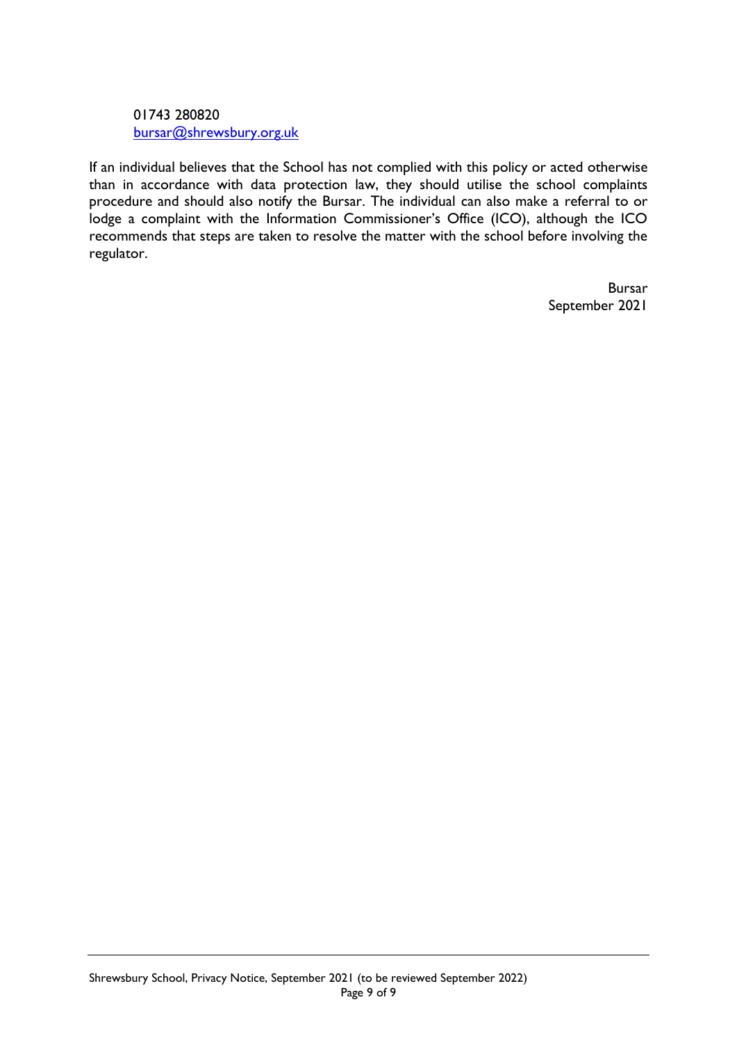01743 280820
bursar@shrewsbury.org.uk

If an individual believes that the School has not complied with this policy or acted otherwise than in accordance with data protection law, they should utilise the school complaints procedure and should also notify the Bursar. The individual can also make a referral to or lodge a complaint with the Information Commissioner's Office (ICO), although the ICO recommends that steps are taken to resolve the matter with the school before involving the regulator.

Bursar
September 2021